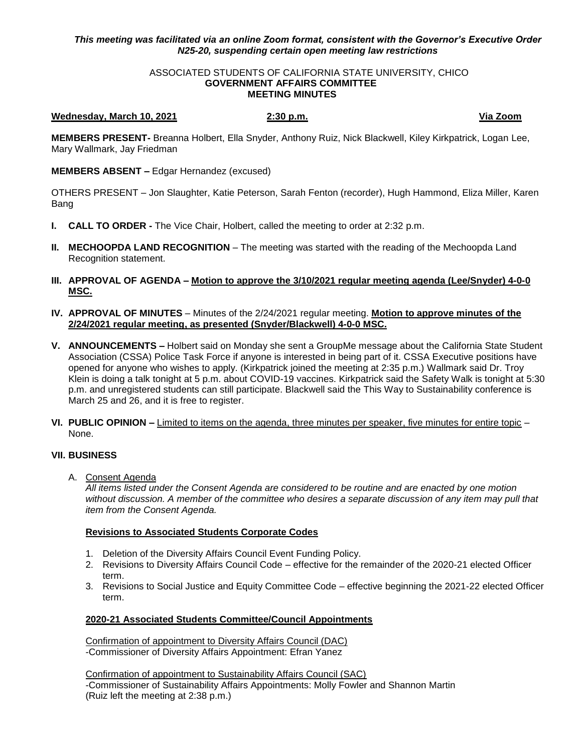***This meeting was facilitated via an online Zoom format, consistent with the Governor's Executive Order N25-20, suspending certain open meeting law restrictions***

ASSOCIATED STUDENTS OF CALIFORNIA STATE UNIVERSITY, CHICO
**GOVERNMENT AFFAIRS COMMITTEE**
**MEETING MINUTES**

**Wednesday, March 10, 2021** **2:30 p.m.** **Via Zoom**

**MEMBERS PRESENT-** Breanna Holbert, Ella Snyder, Anthony Ruiz, Nick Blackwell, Kiley Kirkpatrick, Logan Lee, Mary Wallmark, Jay Friedman

**MEMBERS ABSENT –** Edgar Hernandez (excused)

OTHERS PRESENT – Jon Slaughter, Katie Peterson, Sarah Fenton (recorder), Hugh Hammond, Eliza Miller, Karen Bang

**I. CALL TO ORDER -** The Vice Chair, Holbert, called the meeting to order at 2:32 p.m.

**II. MECHOOPDA LAND RECOGNITION** – The meeting was started with the reading of the Mechoopda Land Recognition statement.

**III. APPROVAL OF AGENDA – Motion to approve the 3/10/2021 regular meeting agenda (Lee/Snyder) 4-0-0 MSC.**

**IV. APPROVAL OF MINUTES** – Minutes of the 2/24/2021 regular meeting. **Motion to approve minutes of the 2/24/2021 regular meeting, as presented (Snyder/Blackwell) 4-0-0 MSC.**

**V. ANNOUNCEMENTS –** Holbert said on Monday she sent a GroupMe message about the California State Student Association (CSSA) Police Task Force if anyone is interested in being part of it. CSSA Executive positions have opened for anyone who wishes to apply. (Kirkpatrick joined the meeting at 2:35 p.m.) Wallmark said Dr. Troy Klein is doing a talk tonight at 5 p.m. about COVID-19 vaccines. Kirkpatrick said the Safety Walk is tonight at 5:30 p.m. and unregistered students can still participate. Blackwell said the This Way to Sustainability conference is March 25 and 26, and it is free to register.

**VI. PUBLIC OPINION –** Limited to items on the agenda, three minutes per speaker, five minutes for entire topic – None.

**VII. BUSINESS**

A. Consent Agenda

*All items listed under the Consent Agenda are considered to be routine and are enacted by one motion without discussion. A member of the committee who desires a separate discussion of any item may pull that item from the Consent Agenda.*

**Revisions to Associated Students Corporate Codes**

1. Deletion of the Diversity Affairs Council Event Funding Policy.
2. Revisions to Diversity Affairs Council Code – effective for the remainder of the 2020-21 elected Officer term.
3. Revisions to Social Justice and Equity Committee Code – effective beginning the 2021-22 elected Officer term.

**2020-21 Associated Students Committee/Council Appointments**

Confirmation of appointment to Diversity Affairs Council (DAC)
-Commissioner of Diversity Affairs Appointment: Efran Yanez

Confirmation of appointment to Sustainability Affairs Council (SAC)
-Commissioner of Sustainability Affairs Appointments: Molly Fowler and Shannon Martin
(Ruiz left the meeting at 2:38 p.m.)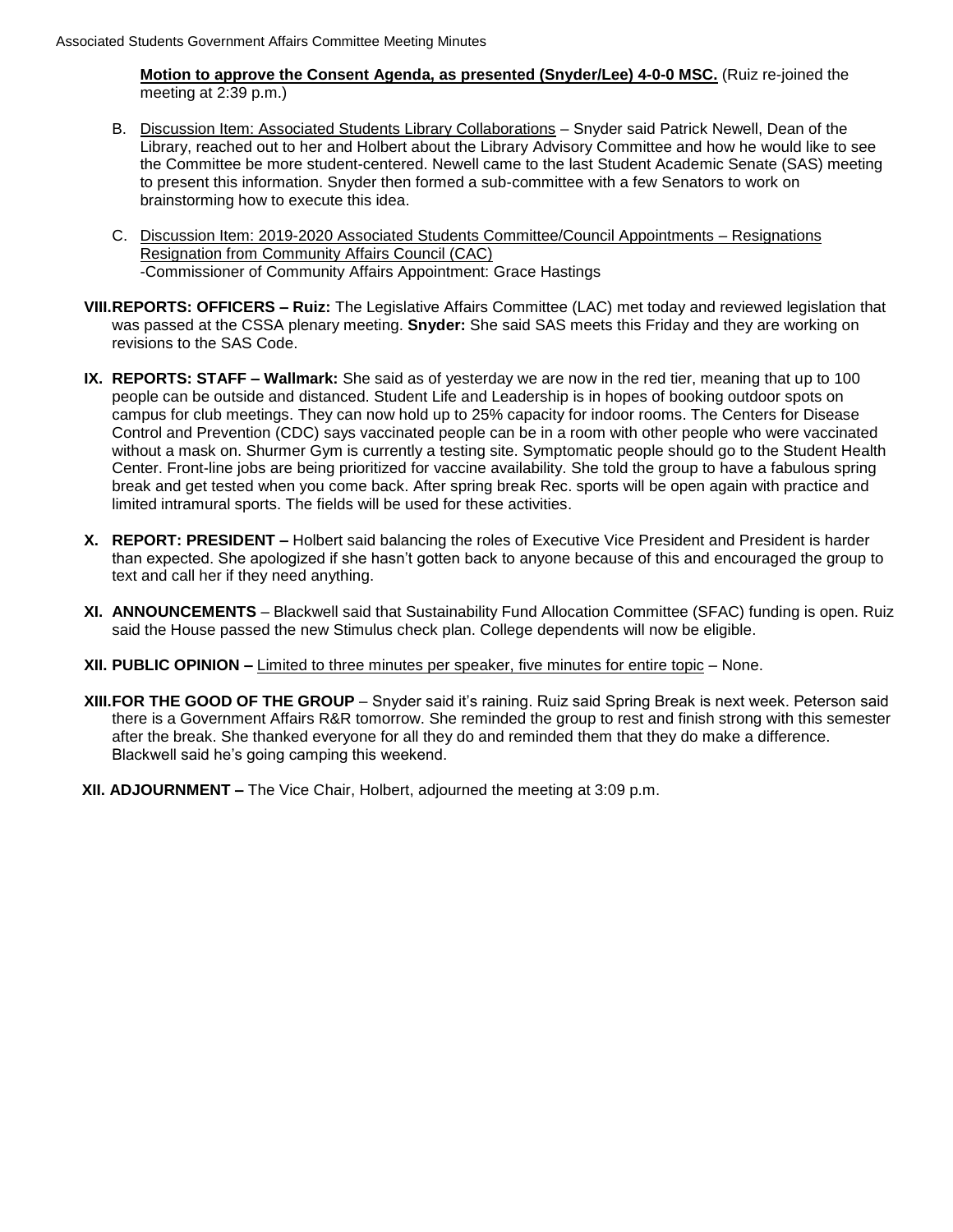**Motion to approve the Consent Agenda, as presented (Snyder/Lee) 4-0-0 MSC.** (Ruiz re-joined the meeting at 2:39 p.m.)

B. Discussion Item: Associated Students Library Collaborations – Snyder said Patrick Newell, Dean of the Library, reached out to her and Holbert about the Library Advisory Committee and how he would like to see the Committee be more student-centered. Newell came to the last Student Academic Senate (SAS) meeting to present this information. Snyder then formed a sub-committee with a few Senators to work on brainstorming how to execute this idea.

C. Discussion Item: 2019-2020 Associated Students Committee/Council Appointments – Resignations
Resignation from Community Affairs Council (CAC)
-Commissioner of Community Affairs Appointment: Grace Hastings

**VIII. REPORTS: OFFICERS – Ruiz:** The Legislative Affairs Committee (LAC) met today and reviewed legislation that was passed at the CSSA plenary meeting. **Snyder:** She said SAS meets this Friday and they are working on revisions to the SAS Code.

**IX. REPORTS: STAFF – Wallmark:** She said as of yesterday we are now in the red tier, meaning that up to 100 people can be outside and distanced. Student Life and Leadership is in hopes of booking outdoor spots on campus for club meetings. They can now hold up to 25% capacity for indoor rooms. The Centers for Disease Control and Prevention (CDC) says vaccinated people can be in a room with other people who were vaccinated without a mask on. Shurmer Gym is currently a testing site. Symptomatic people should go to the Student Health Center. Front-line jobs are being prioritized for vaccine availability. She told the group to have a fabulous spring break and get tested when you come back. After spring break Rec. sports will be open again with practice and limited intramural sports. The fields will be used for these activities.

**X. REPORT: PRESIDENT –** Holbert said balancing the roles of Executive Vice President and President is harder than expected. She apologized if she hasn't gotten back to anyone because of this and encouraged the group to text and call her if they need anything.

**XI. ANNOUNCEMENTS** – Blackwell said that Sustainability Fund Allocation Committee (SFAC) funding is open. Ruiz said the House passed the new Stimulus check plan. College dependents will now be eligible.

**XII. PUBLIC OPINION –** Limited to three minutes per speaker, five minutes for entire topic – None.

**XIII. FOR THE GOOD OF THE GROUP** – Snyder said it's raining. Ruiz said Spring Break is next week. Peterson said there is a Government Affairs R&R tomorrow. She reminded the group to rest and finish strong with this semester after the break. She thanked everyone for all they do and reminded them that they do make a difference. Blackwell said he's going camping this weekend.

**XII. ADJOURNMENT –** The Vice Chair, Holbert, adjourned the meeting at 3:09 p.m.